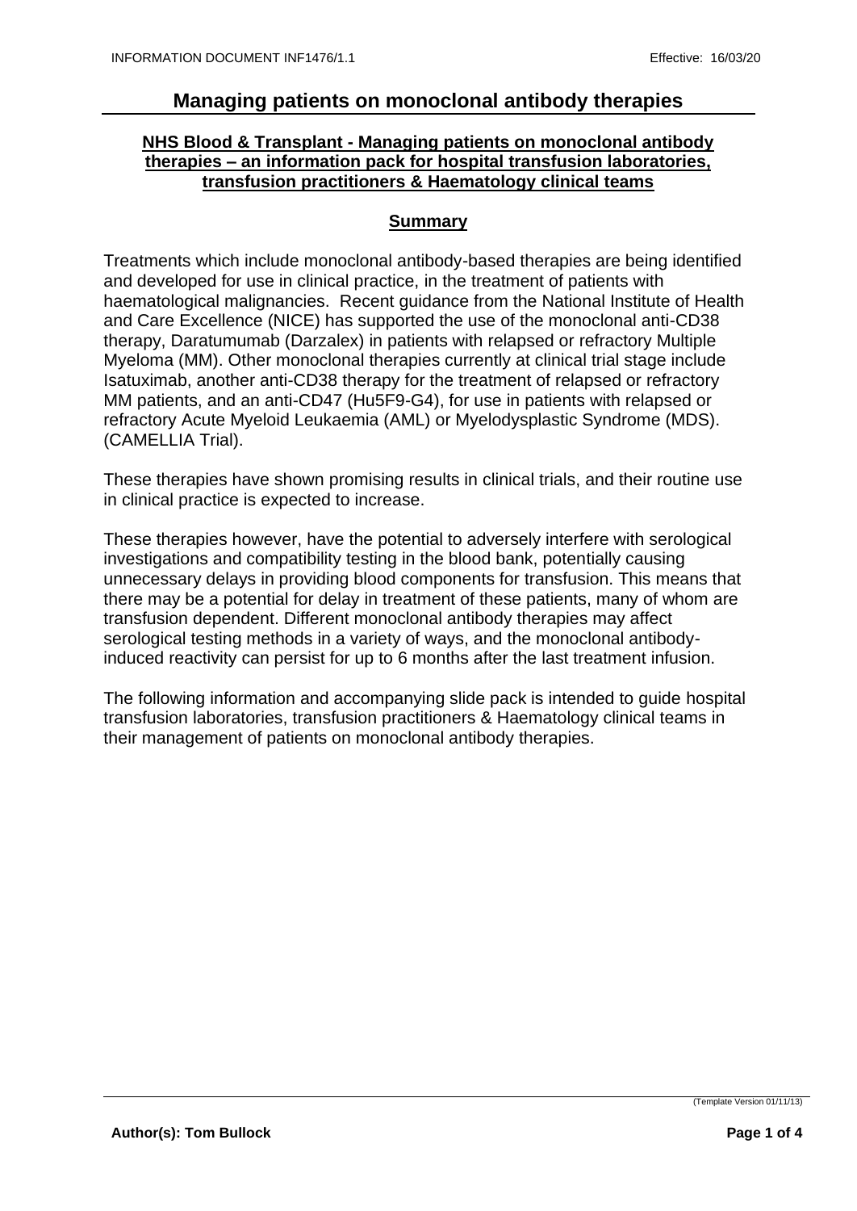# Managing patients on monoclonal antibody therapies

**NHS Blood & Transplant - Managing patients on monoclonal antibody therapies – an information pack for hospital transfusion laboratories, transfusion practitioners & Haematology clinical teams**

## Summary

Treatments which include monoclonal antibody-based therapies are being identified and developed for use in clinical practice, in the treatment of patients with haematological malignancies. Recent guidance from the National Institute of Health and Care Excellence (NICE) has supported the use of the monoclonal anti-CD38 therapy, Daratumumab (Darzalex) in patients with relapsed or refractory Multiple Myeloma (MM). Other monoclonal therapies currently at clinical trial stage include Isatuximab, another anti-CD38 therapy for the treatment of relapsed or refractory MM patients, and an anti-CD47 (Hu5F9-G4), for use in patients with relapsed or refractory Acute Myeloid Leukaemia (AML) or Myelodysplastic Syndrome (MDS). (CAMELLIA Trial).

These therapies have shown promising results in clinical trials, and their routine use in clinical practice is expected to increase.

These therapies however, have the potential to adversely interfere with serological investigations and compatibility testing in the blood bank, potentially causing unnecessary delays in providing blood components for transfusion. This means that there may be a potential for delay in treatment of these patients, many of whom are transfusion dependent. Different monoclonal antibody therapies may affect serological testing methods in a variety of ways, and the monoclonal antibody-induced reactivity can persist for up to 6 months after the last treatment infusion.

The following information and accompanying slide pack is intended to guide hospital transfusion laboratories, transfusion practitioners & Haematology clinical teams in their management of patients on monoclonal antibody therapies.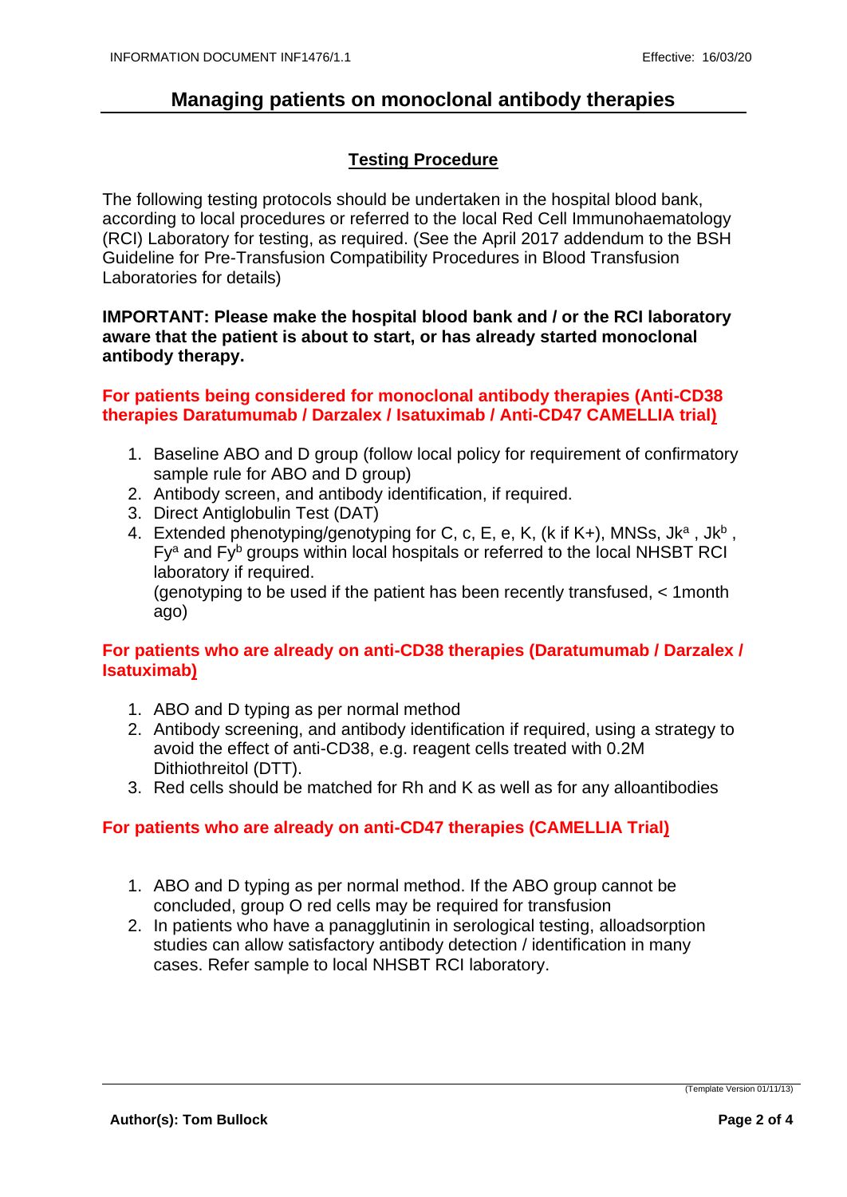# Managing patients on monoclonal antibody therapies

## Testing Procedure

The following testing protocols should be undertaken in the hospital blood bank, according to local procedures or referred to the local Red Cell Immunohaematology (RCI) Laboratory for testing, as required. (See the April 2017 addendum to the BSH Guideline for Pre-Transfusion Compatibility Procedures in Blood Transfusion Laboratories for details)

**IMPORTANT: Please make the hospital blood bank and / or the RCI laboratory aware that the patient is about to start, or has already started monoclonal antibody therapy.**

### For patients being considered for monoclonal antibody therapies (Anti-CD38 therapies Daratumumab / Darzalex / Isatuximab / Anti-CD47 CAMELLIA trial)

1. Baseline ABO and D group (follow local policy for requirement of confirmatory sample rule for ABO and D group)
2. Antibody screen, and antibody identification, if required.
3. Direct Antiglobulin Test (DAT)
4. Extended phenotyping/genotyping for C, c, E, e, K, (k if K+), MNSs, $Jk^a$ , $Jk^b$ , $Fy^a$ and $Fy^b$ groups within local hospitals or referred to the local NHSBT RCI laboratory if required.
   (genotyping to be used if the patient has been recently transfused, < 1month ago)

### For patients who are already on anti-CD38 therapies (Daratumumab / Darzalex / Isatuximab)

1. ABO and D typing as per normal method
2. Antibody screening, and antibody identification if required, using a strategy to avoid the effect of anti-CD38, e.g. reagent cells treated with 0.2M Dithiothreitol (DTT).
3. Red cells should be matched for Rh and K as well as for any alloantibodies

### For patients who are already on anti-CD47 therapies (CAMELLIA Trial)

1. ABO and D typing as per normal method. If the ABO group cannot be concluded, group O red cells may be required for transfusion
2. In patients who have a panagglutinin in serological testing, alloadsorption studies can allow satisfactory antibody detection / identification in many cases. Refer sample to local NHSBT RCI laboratory.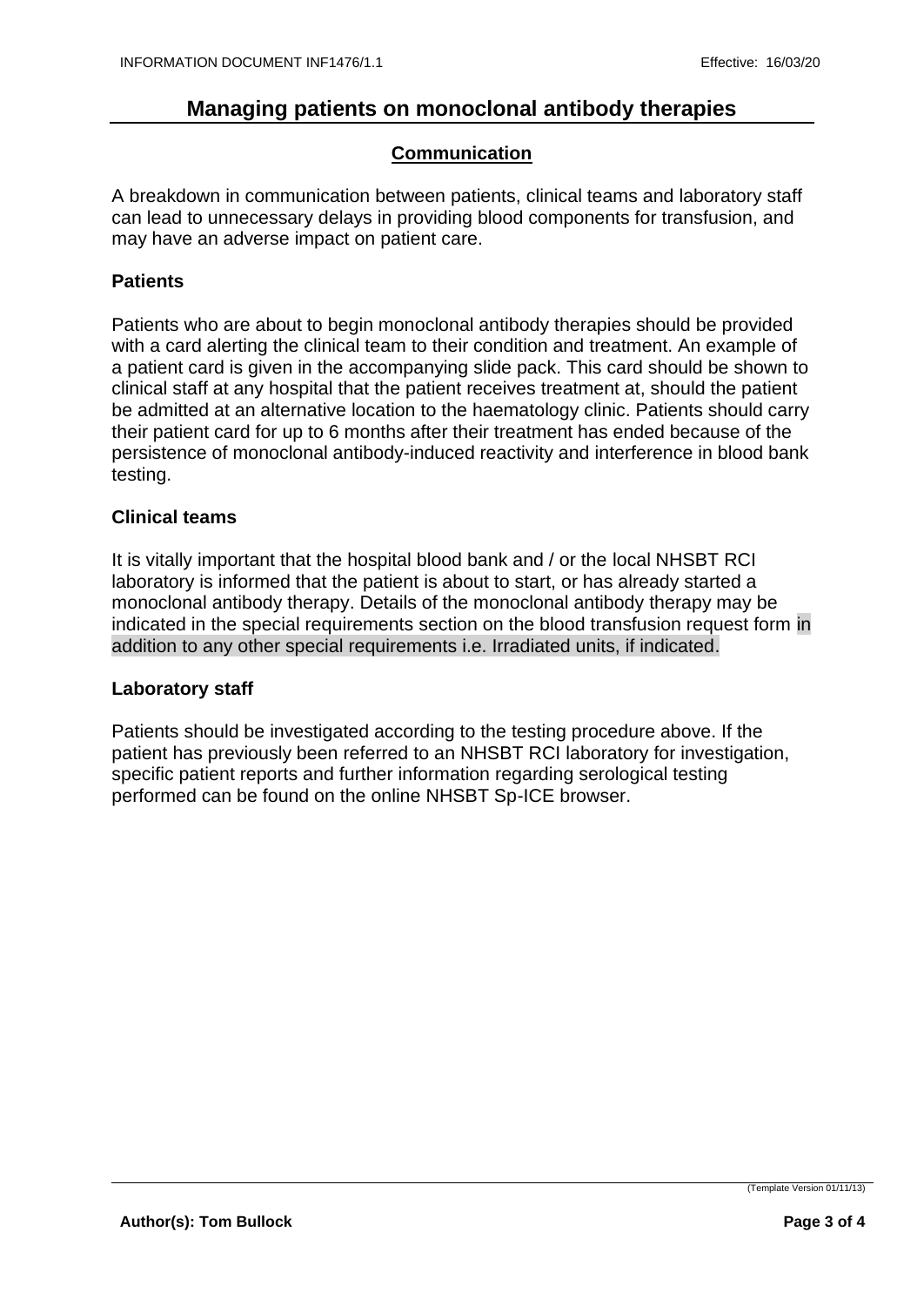## Managing patients on monoclonal antibody therapies

### Communication

A breakdown in communication between patients, clinical teams and laboratory staff can lead to unnecessary delays in providing blood components for transfusion, and may have an adverse impact on patient care.

#### Patients

Patients who are about to begin monoclonal antibody therapies should be provided with a card alerting the clinical team to their condition and treatment. An example of a patient card is given in the accompanying slide pack. This card should be shown to clinical staff at any hospital that the patient receives treatment at, should the patient be admitted at an alternative location to the haematology clinic. Patients should carry their patient card for up to 6 months after their treatment has ended because of the persistence of monoclonal antibody-induced reactivity and interference in blood bank testing.

#### Clinical teams

It is vitally important that the hospital blood bank and / or the local NHSBT RCI laboratory is informed that the patient is about to start, or has already started a monoclonal antibody therapy. Details of the monoclonal antibody therapy may be indicated in the special requirements section on the blood transfusion request form in addition to any other special requirements i.e. Irradiated units, if indicated.

#### Laboratory staff

Patients should be investigated according to the testing procedure above. If the patient has previously been referred to an NHSBT RCI laboratory for investigation, specific patient reports and further information regarding serological testing performed can be found on the online NHSBT Sp-ICE browser.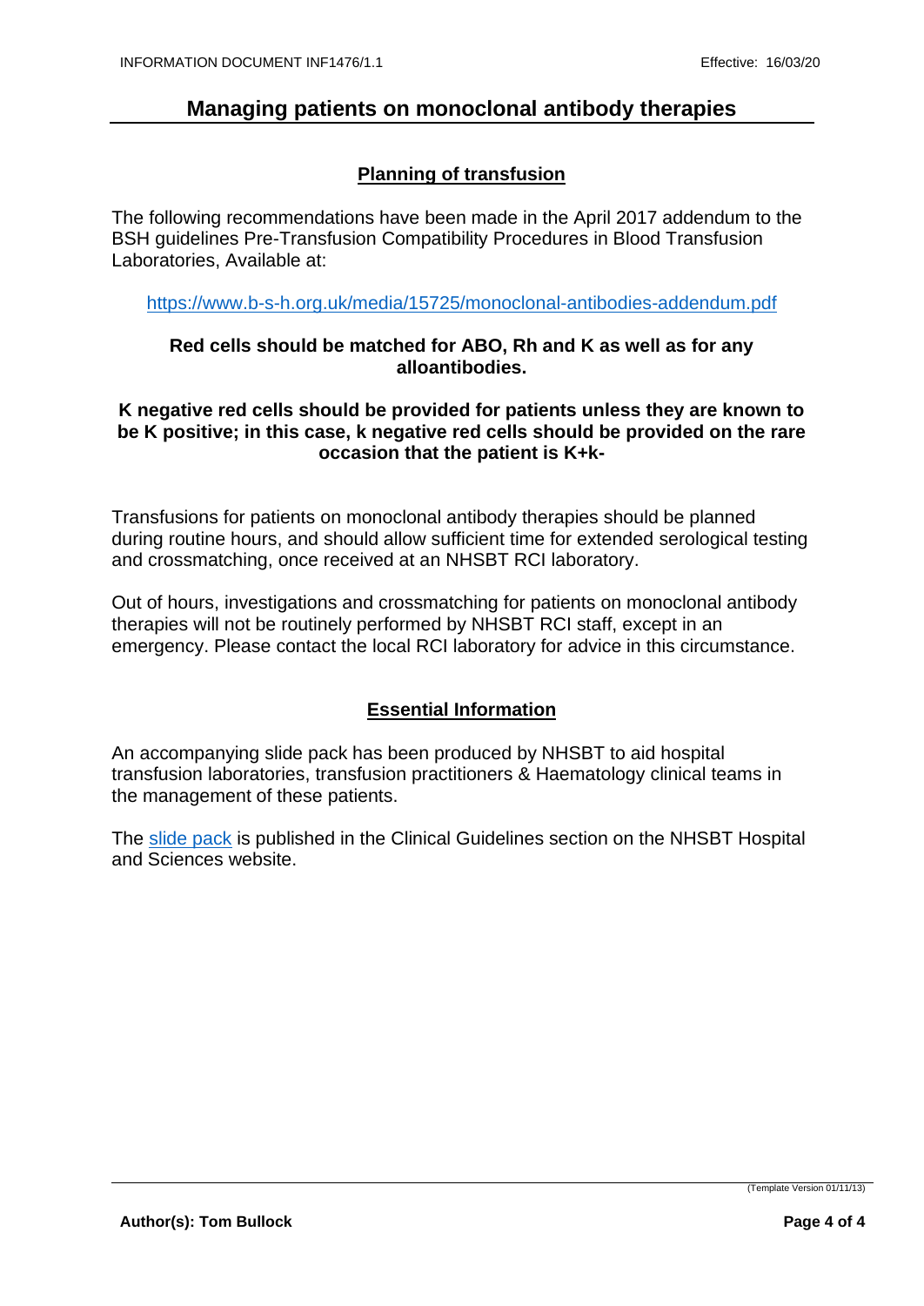## Managing patients on monoclonal antibody therapies

### Planning of transfusion

The following recommendations have been made in the April 2017 addendum to the BSH guidelines Pre-Transfusion Compatibility Procedures in Blood Transfusion Laboratories, Available at:

https://www.b-s-h.org.uk/media/15725/monoclonal-antibodies-addendum.pdf

**Red cells should be matched for ABO, Rh and K as well as for any alloantibodies.**

**K negative red cells should be provided for patients unless they are known to be K positive; in this case, k negative red cells should be provided on the rare occasion that the patient is K+k-**

Transfusions for patients on monoclonal antibody therapies should be planned during routine hours, and should allow sufficient time for extended serological testing and crossmatching, once received at an NHSBT RCI laboratory.

Out of hours, investigations and crossmatching for patients on monoclonal antibody therapies will not be routinely performed by NHSBT RCI staff, except in an emergency. Please contact the local RCI laboratory for advice in this circumstance.

### Essential Information

An accompanying slide pack has been produced by NHSBT to aid hospital transfusion laboratories, transfusion practitioners & Haematology clinical teams in the management of these patients.

The slide pack is published in the Clinical Guidelines section on the NHSBT Hospital and Sciences website.